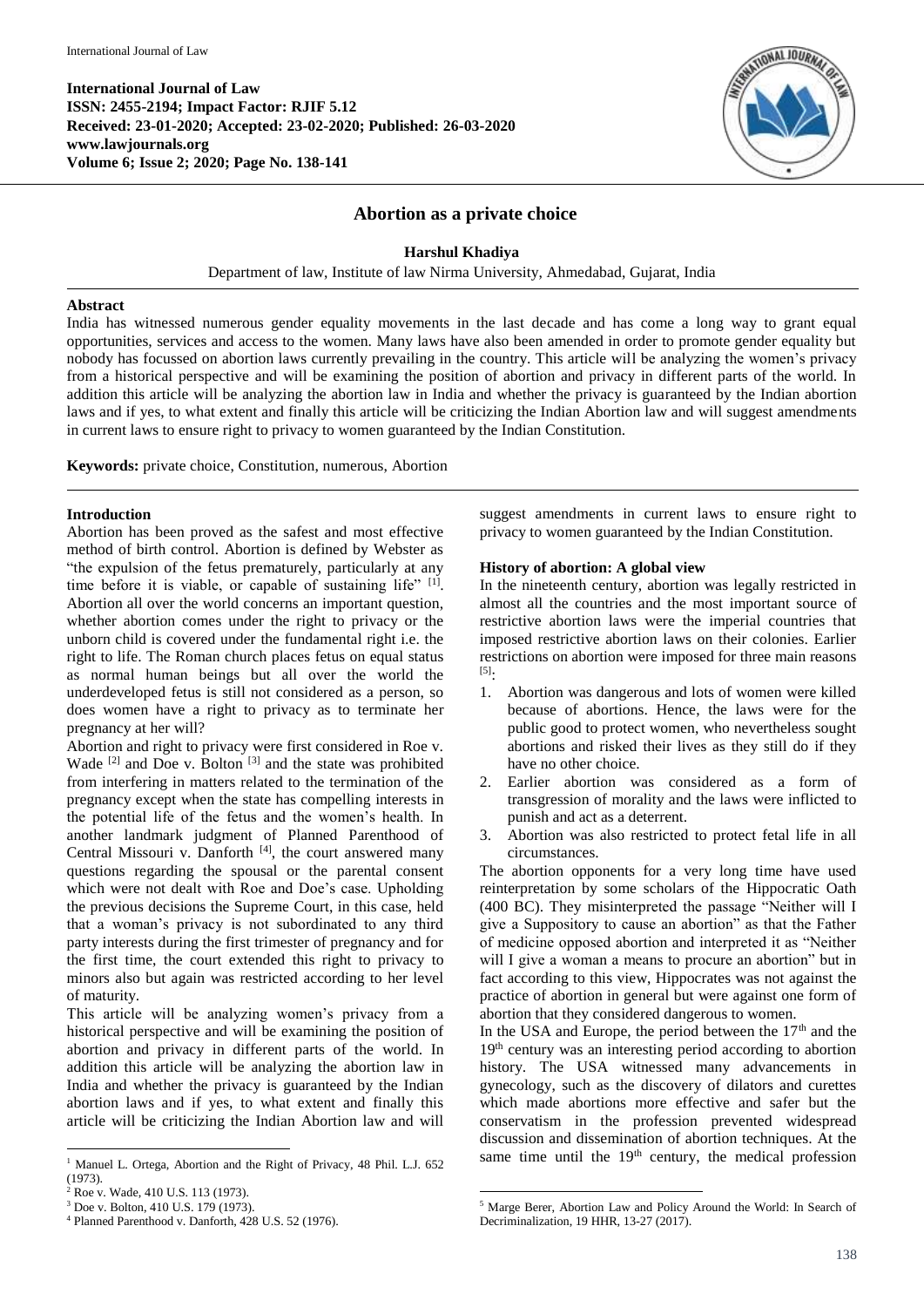International Journal of Law
ISSN: 2455-2194; Impact Factor: RJIF 5.12
Received: 23-01-2020; Accepted: 23-02-2020; Published: 26-03-2020
www.lawjournals.org

# Abortion as a private choice

**Harshul Khadiya**

Department of law, Institute of law Nirma University, Ahmedabad, Gujarat, India

## Abstract

India has witnessed numerous gender equality movements in the last decade and has come a long way to grant equal opportunities, services and access to the women. Many laws have also been amended in order to promote gender equality but nobody has focussed on abortion laws currently prevailing in the country. This article will be analyzing the women's privacy from a historical perspective and will be examining the position of abortion and privacy in different parts of the world. In addition this article will be analyzing the abortion law in India and whether the privacy is guaranteed by the Indian abortion laws and if yes, to what extent and finally this article will be criticizing the Indian Abortion law and will suggest amendments in current laws to ensure right to privacy to women guaranteed by the Indian Constitution.

**Keywords:** private choice, Constitution, numerous, Abortion

## Introduction

Abortion has been proved as the safest and most effective method of birth control. Abortion is defined by Webster as "the expulsion of the fetus prematurely, particularly at any time before it is viable, or capable of sustaining life" [1]. Abortion all over the world concerns an important question, whether abortion comes under the right to privacy or the unborn child is covered under the fundamental right i.e. the right to life. The Roman church places fetus on equal status as normal human beings but all over the world the underdeveloped fetus is still not considered as a person, so does women have a right to privacy as to terminate her pregnancy at her will?

Abortion and right to privacy were first considered in Roe v. Wade [2] and Doe v. Bolton [3] and the state was prohibited from interfering in matters related to the termination of the pregnancy except when the state has compelling interests in the potential life of the fetus and the women's health. In another landmark judgment of Planned Parenthood of Central Missouri v. Danforth [4], the court answered many questions regarding the spousal or the parental consent which were not dealt with Roe and Doe's case. Upholding the previous decisions the Supreme Court, in this case, held that a woman's privacy is not subordinated to any third party interests during the first trimester of pregnancy and for the first time, the court extended this right to privacy to minors also but again was restricted according to her level of maturity.

This article will be analyzing women's privacy from a historical perspective and will be examining the position of abortion and privacy in different parts of the world. In addition this article will be analyzing the abortion law in India and whether the privacy is guaranteed by the Indian abortion laws and if yes, to what extent and finally this article will be criticizing the Indian Abortion law and will suggest amendments in current laws to ensure right to privacy to women guaranteed by the Indian Constitution.

## History of abortion: A global view

In the nineteenth century, abortion was legally restricted in almost all the countries and the most important source of restrictive abortion laws were the imperial countries that imposed restrictive abortion laws on their colonies. Earlier restrictions on abortion were imposed for three main reasons [5]:

1. Abortion was dangerous and lots of women were killed because of abortions. Hence, the laws were for the public good to protect women, who nevertheless sought abortions and risked their lives as they still do if they have no other choice.
2. Earlier abortion was considered as a form of transgression of morality and the laws were inflicted to punish and act as a deterrent.
3. Abortion was also restricted to protect fetal life in all circumstances.

The abortion opponents for a very long time have used reinterpretation by some scholars of the Hippocratic Oath (400 BC). They misinterpreted the passage "Neither will I give a Suppository to cause an abortion" as that the Father of medicine opposed abortion and interpreted it as "Neither will I give a woman a means to procure an abortion" but in fact according to this view, Hippocrates was not against the practice of abortion in general but were against one form of abortion that they considered dangerous to women.

In the USA and Europe, the period between the 17th and the 19th century was an interesting period according to abortion history. The USA witnessed many advancements in gynecology, such as the discovery of dilators and curettes which made abortions more effective and safer but the conservatism in the profession prevented widespread discussion and dissemination of abortion techniques. At the same time until the 19th century, the medical profession

---

[1] Manuel L. Ortega, Abortion and the Right of Privacy, 48 Phil. L.J. 652 (1973).

[2] Roe v. Wade, 410 U.S. 113 (1973).

[3] Doe v. Bolton, 410 U.S. 179 (1973).

[4] Planned Parenthood v. Danforth, 428 U.S. 52 (1976).

[5] Marge Berer, Abortion Law and Policy Around the World: In Search of Decriminalization, 19 HHR, 13-27 (2017).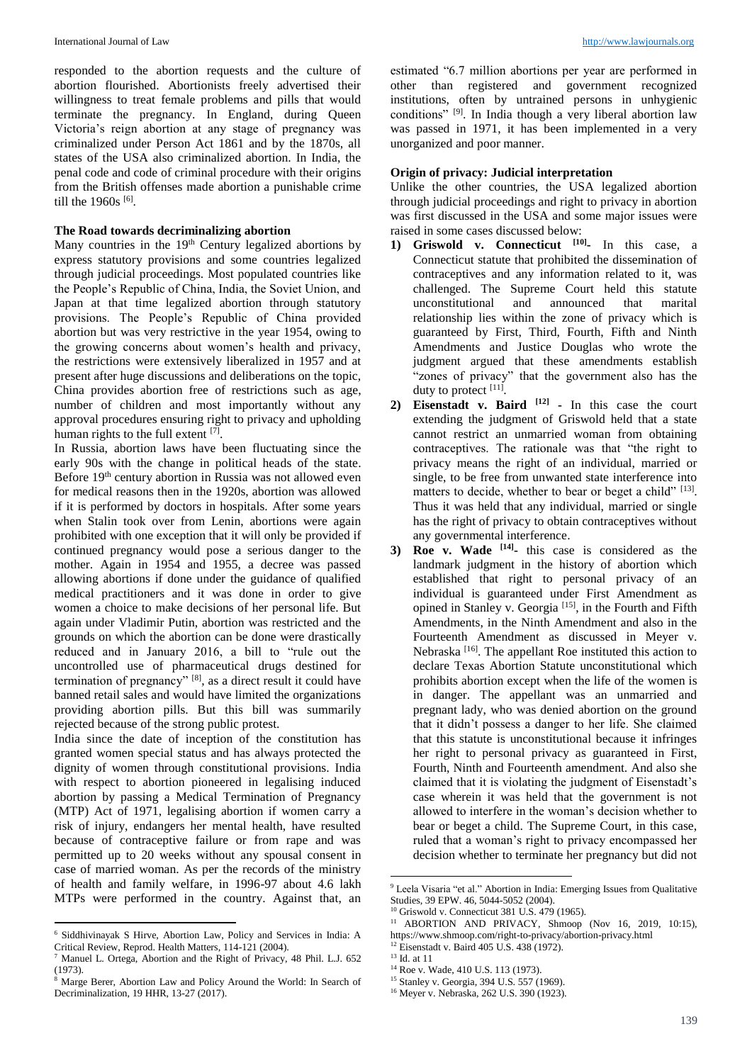responded to the abortion requests and the culture of abortion flourished. Abortionists freely advertised their willingness to treat female problems and pills that would terminate the pregnancy. In England, during Queen Victoria's reign abortion at any stage of pregnancy was criminalized under Person Act 1861 and by the 1870s, all states of the USA also criminalized abortion. In India, the penal code and code of criminal procedure with their origins from the British offenses made abortion a punishable crime till the 1960s [6].

### The Road towards decriminalizing abortion

Many countries in the 19th Century legalized abortions by express statutory provisions and some countries legalized through judicial proceedings. Most populated countries like the People's Republic of China, India, the Soviet Union, and Japan at that time legalized abortion through statutory provisions. The People's Republic of China provided abortion but was very restrictive in the year 1954, owing to the growing concerns about women's health and privacy, the restrictions were extensively liberalized in 1957 and at present after huge discussions and deliberations on the topic, China provides abortion free of restrictions such as age, number of children and most importantly without any approval procedures ensuring right to privacy and upholding human rights to the full extent [7].

In Russia, abortion laws have been fluctuating since the early 90s with the change in political heads of the state. Before 19th century abortion in Russia was not allowed even for medical reasons then in the 1920s, abortion was allowed if it is performed by doctors in hospitals. After some years when Stalin took over from Lenin, abortions were again prohibited with one exception that it will only be provided if continued pregnancy would pose a serious danger to the mother. Again in 1954 and 1955, a decree was passed allowing abortions if done under the guidance of qualified medical practitioners and it was done in order to give women a choice to make decisions of her personal life. But again under Vladimir Putin, abortion was restricted and the grounds on which the abortion can be done were drastically reduced and in January 2016, a bill to "rule out the uncontrolled use of pharmaceutical drugs destined for termination of pregnancy" [8], as a direct result it could have banned retail sales and would have limited the organizations providing abortion pills. But this bill was summarily rejected because of the strong public protest.

India since the date of inception of the constitution has granted women special status and has always protected the dignity of women through constitutional provisions. India with respect to abortion pioneered in legalising induced abortion by passing a Medical Termination of Pregnancy (MTP) Act of 1971, legalising abortion if women carry a risk of injury, endangers her mental health, have resulted because of contraceptive failure or from rape and was permitted up to 20 weeks without any spousal consent in case of married woman. As per the records of the ministry of health and family welfare, in 1996-97 about 4.6 lakh MTPs were performed in the country. Against that, an estimated "6.7 million abortions per year are performed in other than registered and government recognized institutions, often by untrained persons in unhygienic conditions" [9]. In India though a very liberal abortion law was passed in 1971, it has been implemented in a very unorganized and poor manner.

### Origin of privacy: Judicial interpretation

Unlike the other countries, the USA legalized abortion through judicial proceedings and right to privacy in abortion was first discussed in the USA and some major issues were raised in some cases discussed below:

1) **Griswold v. Connecticut [10]-** In this case, a Connecticut statute that prohibited the dissemination of contraceptives and any information related to it, was challenged. The Supreme Court held this statute unconstitutional and announced that marital relationship lies within the zone of privacy which is guaranteed by First, Third, Fourth, Fifth and Ninth Amendments and Justice Douglas who wrote the judgment argued that these amendments establish "zones of privacy" that the government also has the duty to protect [11].
2) **Eisenstadt v. Baird [12] -** In this case the court extending the judgment of Griswold held that a state cannot restrict an unmarried woman from obtaining contraceptives. The rationale was that "the right to privacy means the right of an individual, married or single, to be free from unwanted state interference into matters to decide, whether to bear or beget a child" [13]. Thus it was held that any individual, married or single has the right of privacy to obtain contraceptives without any governmental interference.
3) **Roe v. Wade [14]-** this case is considered as the landmark judgment in the history of abortion which established that right to personal privacy of an individual is guaranteed under First Amendment as opined in Stanley v. Georgia [15], in the Fourth and Fifth Amendments, in the Ninth Amendment and also in the Fourteenth Amendment as discussed in Meyer v. Nebraska [16]. The appellant Roe instituted this action to declare Texas Abortion Statute unconstitutional which prohibits abortion except when the life of the women is in danger. The appellant was an unmarried and pregnant lady, who was denied abortion on the ground that it didn't possess a danger to her life. She claimed that this statute is unconstitutional because it infringes her right to personal privacy as guaranteed in First, Fourth, Ninth and Fourteenth amendment. And also she claimed that it is violating the judgment of Eisenstadt's case wherein it was held that the government is not allowed to interfere in the woman's decision whether to bear or beget a child. The Supreme Court, in this case, ruled that a woman's right to privacy encompassed her decision whether to terminate her pregnancy but did not

---

6 Siddhivinayak S Hirve, Abortion Law, Policy and Services in India: A Critical Review, Reprod. Health Matters, 114-121 (2004).

7 Manuel L. Ortega, Abortion and the Right of Privacy, 48 Phil. L.J. 652 (1973).

8 Marge Berer, Abortion Law and Policy Around the World: In Search of Decriminalization, 19 HHR, 13-27 (2017).

9 Leela Visaria "et al." Abortion in India: Emerging Issues from Qualitative Studies, 39 EPW. 46, 5044-5052 (2004).

10 Griswold v. Connecticut 381 U.S. 479 (1965).

11 ABORTION AND PRIVACY, Shmoop (Nov 16, 2019, 10:15), https://www.shmoop.com/right-to-privacy/abortion-privacy.html

12 Eisenstadt v. Baird 405 U.S. 438 (1972).

13 Id. at 11

14 Roe v. Wade, 410 U.S. 113 (1973).

15 Stanley v. Georgia, 394 U.S. 557 (1969).

16 Meyer v. Nebraska, 262 U.S. 390 (1923).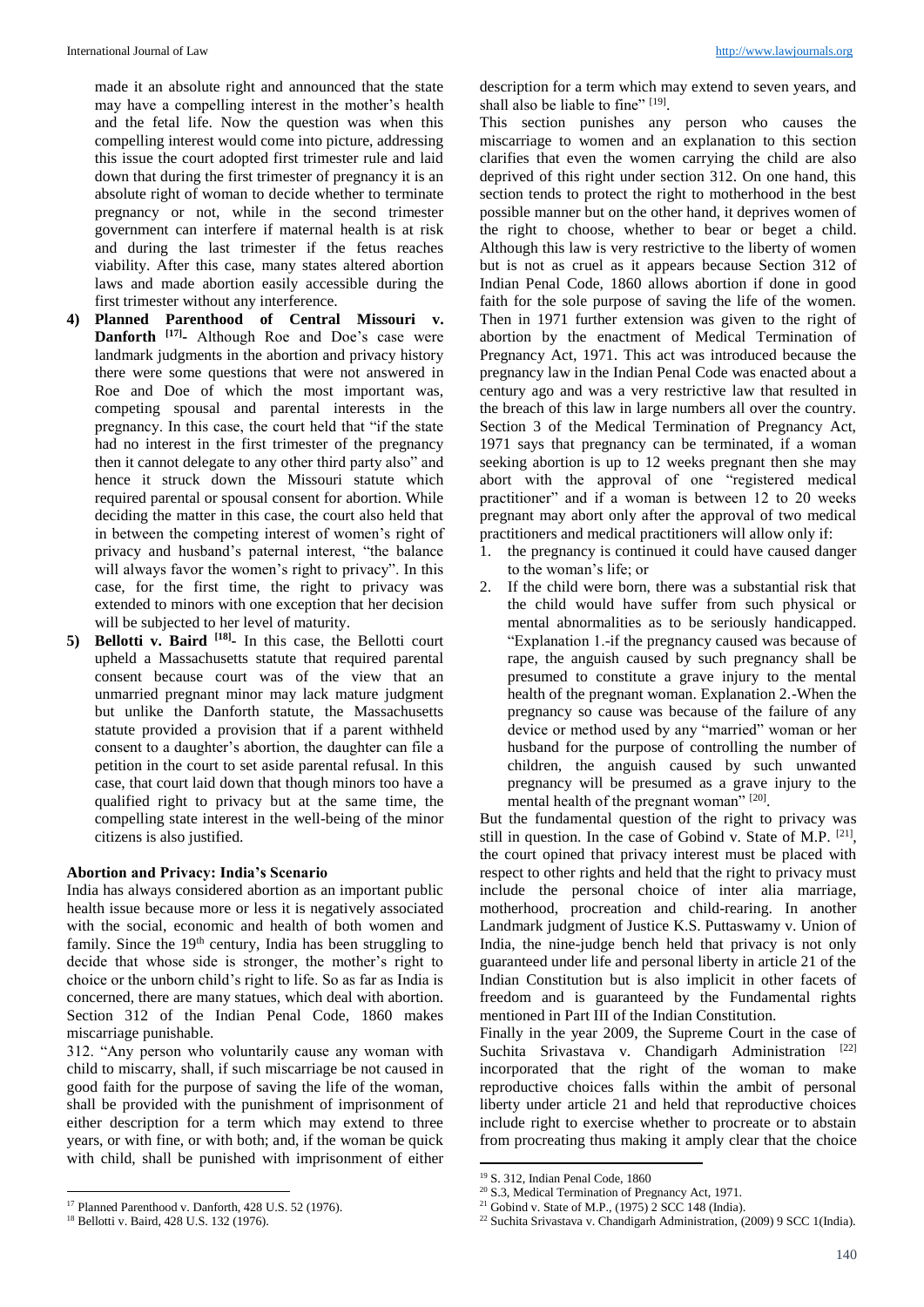made it an absolute right and announced that the state may have a compelling interest in the mother's health and the fetal life. Now the question was when this compelling interest would come into picture, addressing this issue the court adopted first trimester rule and laid down that during the first trimester of pregnancy it is an absolute right of woman to decide whether to terminate pregnancy or not, while in the second trimester government can interfere if maternal health is at risk and during the last trimester if the fetus reaches viability. After this case, many states altered abortion laws and made abortion easily accessible during the first trimester without any interference.

4) **Planned Parenthood of Central Missouri v. Danforth** [17]**-** Although Roe and Doe's case were landmark judgments in the abortion and privacy history there were some questions that were not answered in Roe and Doe of which the most important was, competing spousal and parental interests in the pregnancy. In this case, the court held that "if the state had no interest in the first trimester of the pregnancy then it cannot delegate to any other third party also" and hence it struck down the Missouri statute which required parental or spousal consent for abortion. While deciding the matter in this case, the court also held that in between the competing interest of women's right of privacy and husband's paternal interest, "the balance will always favor the women's right to privacy". In this case, for the first time, the right to privacy was extended to minors with one exception that her decision will be subjected to her level of maturity.
5) **Bellotti v. Baird** [18]**-** In this case, the Bellotti court upheld a Massachusetts statute that required parental consent because court was of the view that an unmarried pregnant minor may lack mature judgment but unlike the Danforth statute, the Massachusetts statute provided a provision that if a parent withheld consent to a daughter's abortion, the daughter can file a petition in the court to set aside parental refusal. In this case, that court laid down that though minors too have a qualified right to privacy but at the same time, the compelling state interest in the well-being of the minor citizens is also justified.

### Abortion and Privacy: India's Scenario

India has always considered abortion as an important public health issue because more or less it is negatively associated with the social, economic and health of both women and family. Since the 19th century, India has been struggling to decide that whose side is stronger, the mother's right to choice or the unborn child's right to life. So as far as India is concerned, there are many statues, which deal with abortion. Section 312 of the Indian Penal Code, 1860 makes miscarriage punishable.

312. "Any person who voluntarily cause any woman with child to miscarry, shall, if such miscarriage be not caused in good faith for the purpose of saving the life of the woman, shall be provided with the punishment of imprisonment of either description for a term which may extend to three years, or with fine, or with both; and, if the woman be quick with child, shall be punished with imprisonment of either description for a term which may extend to seven years, and shall also be liable to fine" [19].

This section punishes any person who causes the miscarriage to women and an explanation to this section clarifies that even the women carrying the child are also deprived of this right under section 312. On one hand, this section tends to protect the right to motherhood in the best possible manner but on the other hand, it deprives women of the right to choose, whether to bear or beget a child. Although this law is very restrictive to the liberty of women but is not as cruel as it appears because Section 312 of Indian Penal Code, 1860 allows abortion if done in good faith for the sole purpose of saving the life of the women. Then in 1971 further extension was given to the right of abortion by the enactment of Medical Termination of Pregnancy Act, 1971. This act was introduced because the pregnancy law in the Indian Penal Code was enacted about a century ago and was a very restrictive law that resulted in the breach of this law in large numbers all over the country. Section 3 of the Medical Termination of Pregnancy Act, 1971 says that pregnancy can be terminated, if a woman seeking abortion is up to 12 weeks pregnant then she may abort with the approval of one "registered medical practitioner" and if a woman is between 12 to 20 weeks pregnant may abort only after the approval of two medical practitioners and medical practitioners will allow only if:

1. the pregnancy is continued it could have caused danger to the woman's life; or
2. If the child were born, there was a substantial risk that the child would have suffer from such physical or mental abnormalities as to be seriously handicapped. "Explanation 1.-if the pregnancy caused was because of rape, the anguish caused by such pregnancy shall be presumed to constitute a grave injury to the mental health of the pregnant woman. Explanation 2.-When the pregnancy so cause was because of the failure of any device or method used by any "married" woman or her husband for the purpose of controlling the number of children, the anguish caused by such unwanted pregnancy will be presumed as a grave injury to the mental health of the pregnant woman" [20].

But the fundamental question of the right to privacy was still in question. In the case of Gobind v. State of M.P. [21], the court opined that privacy interest must be placed with respect to other rights and held that the right to privacy must include the personal choice of inter alia marriage, motherhood, procreation and child-rearing. In another Landmark judgment of Justice K.S. Puttaswamy v. Union of India, the nine-judge bench held that privacy is not only guaranteed under life and personal liberty in article 21 of the Indian Constitution but is also implicit in other facets of freedom and is guaranteed by the Fundamental rights mentioned in Part III of the Indian Constitution.

Finally in the year 2009, the Supreme Court in the case of Suchita Srivastava v. Chandigarh Administration [22] incorporated that the right of the woman to make reproductive choices falls within the ambit of personal liberty under article 21 and held that reproductive choices include right to exercise whether to procreate or to abstain from procreating thus making it amply clear that the choice

---

[17] Planned Parenthood v. Danforth, 428 U.S. 52 (1976).

[18] Bellotti v. Baird, 428 U.S. 132 (1976).

[19] S. 312, Indian Penal Code, 1860

[20] S.3, Medical Termination of Pregnancy Act, 1971.

[21] Gobind v. State of M.P., (1975) 2 SCC 148 (India).

[22] Suchita Srivastava v. Chandigarh Administration, (2009) 9 SCC 1(India).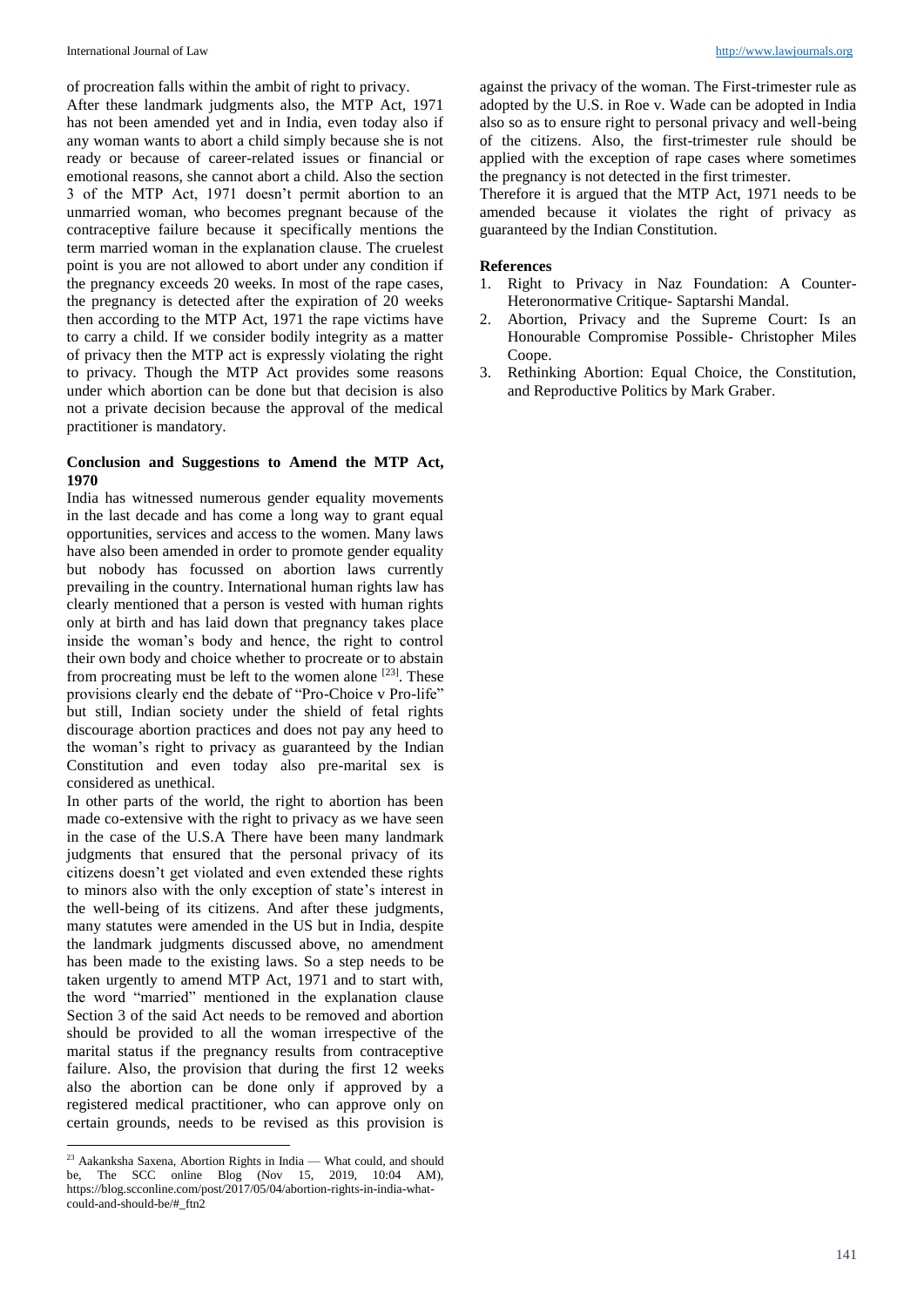of procreation falls within the ambit of right to privacy.

After these landmark judgments also, the MTP Act, 1971 has not been amended yet and in India, even today also if any woman wants to abort a child simply because she is not ready or because of career-related issues or financial or emotional reasons, she cannot abort a child. Also the section 3 of the MTP Act, 1971 doesn't permit abortion to an unmarried woman, who becomes pregnant because of the contraceptive failure because it specifically mentions the term married woman in the explanation clause. The cruelest point is you are not allowed to abort under any condition if the pregnancy exceeds 20 weeks. In most of the rape cases, the pregnancy is detected after the expiration of 20 weeks then according to the MTP Act, 1971 the rape victims have to carry a child. If we consider bodily integrity as a matter of privacy then the MTP act is expressly violating the right to privacy. Though the MTP Act provides some reasons under which abortion can be done but that decision is also not a private decision because the approval of the medical practitioner is mandatory.

### Conclusion and Suggestions to Amend the MTP Act, 1970

India has witnessed numerous gender equality movements in the last decade and has come a long way to grant equal opportunities, services and access to the women. Many laws have also been amended in order to promote gender equality but nobody has focussed on abortion laws currently prevailing in the country. International human rights law has clearly mentioned that a person is vested with human rights only at birth and has laid down that pregnancy takes place inside the woman's body and hence, the right to control their own body and choice whether to procreate or to abstain from procreating must be left to the women alone [23]. These provisions clearly end the debate of "Pro-Choice v Pro-life" but still, Indian society under the shield of fetal rights discourage abortion practices and does not pay any heed to the woman's right to privacy as guaranteed by the Indian Constitution and even today also pre-marital sex is considered as unethical.

In other parts of the world, the right to abortion has been made co-extensive with the right to privacy as we have seen in the case of the U.S.A There have been many landmark judgments that ensured that the personal privacy of its citizens doesn't get violated and even extended these rights to minors also with the only exception of state's interest in the well-being of its citizens. And after these judgments, many statutes were amended in the US but in India, despite the landmark judgments discussed above, no amendment has been made to the existing laws. So a step needs to be taken urgently to amend MTP Act, 1971 and to start with, the word "married" mentioned in the explanation clause Section 3 of the said Act needs to be removed and abortion should be provided to all the woman irrespective of the marital status if the pregnancy results from contraceptive failure. Also, the provision that during the first 12 weeks also the abortion can be done only if approved by a registered medical practitioner, who can approve only on certain grounds, needs to be revised as this provision is against the privacy of the woman. The First-trimester rule as adopted by the U.S. in Roe v. Wade can be adopted in India also so as to ensure right to personal privacy and well-being of the citizens. Also, the first-trimester rule should be applied with the exception of rape cases where sometimes the pregnancy is not detected in the first trimester.

Therefore it is argued that the MTP Act, 1971 needs to be amended because it violates the right of privacy as guaranteed by the Indian Constitution.

### References

1. Right to Privacy in Naz Foundation: A Counter-Heteronormative Critique- Saptarshi Mandal.
2. Abortion, Privacy and the Supreme Court: Is an Honourable Compromise Possible- Christopher Miles Coope.
3. Rethinking Abortion: Equal Choice, the Constitution, and Reproductive Politics by Mark Graber.

---

[23] Aakanksha Saxena, Abortion Rights in India — What could, and should be, The SCC online Blog (Nov 15, 2019, 10:04 AM), https://blog.scconline.com/post/2017/05/04/abortion-rights-in-india-what-could-and-should-be/#_ftn2